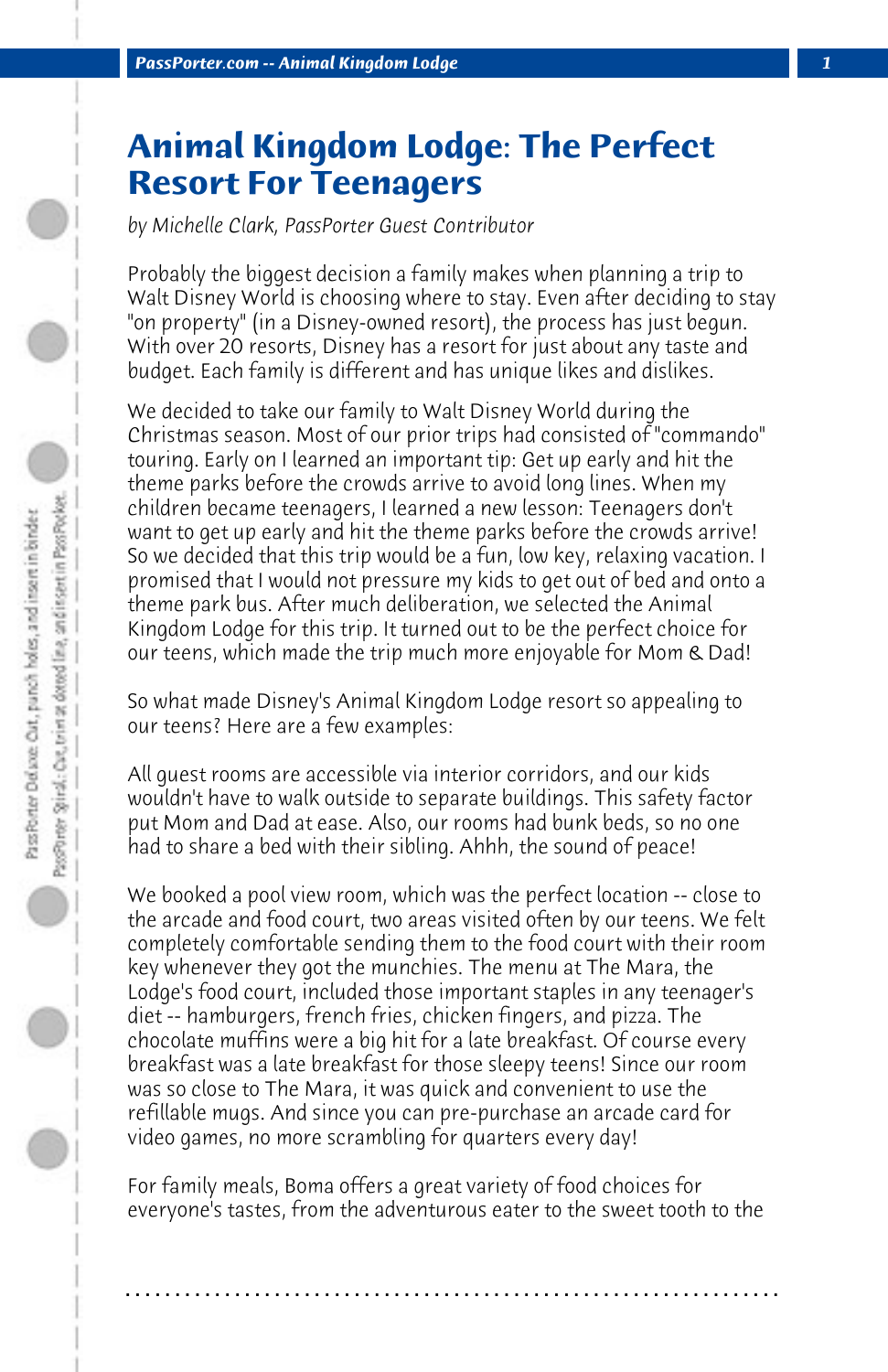# Animal Kingdom Lodge: The Perfect Resort For Teenagers

*by Michelle Clark, PassPorter Guest Contributor*

Probably the biggest decision a family makes when planning a trip to Walt Disney World is choosing where to stay. Even after deciding to stay "on property" (in a Disney-owned resort), the process has just begun. With over 20 resorts, Disney has a resort for just about any taste and budget. Each family is different and has unique likes and dislikes.

We decided to take our family to Walt Disney World during the Christmas season. Most of our prior trips had consisted of "commando" touring. Early on I learned an important tip: Get up early and hit the theme parks before the crowds arrive to avoid long lines. When my children became teenagers, I learned a new lesson: Teenagers don't want to get up early and hit the theme parks before the crowds arrive! So we decided that this trip would be a fun, low key, relaxing vacation. I promised that I would not pressure my kids to get out of bed and onto a theme park bus. After much deliberation, we selected the Animal Kingdom Lodge for this trip. It turned out to be the perfect choice for our teens, which made the trip much more enjoyable for Mom & Dad!

So what made Disney's Animal Kingdom Lodge resort so appealing to our teens? Here are a few examples:

All guest rooms are accessible via interior corridors, and our kids wouldn't have to walk outside to separate buildings. This safety factor put Mom and Dad at ease. Also, our rooms had bunk beds, so no one had to share a bed with their sibling. Ahhh, the sound of peace!

We booked a pool view room, which was the perfect location -- close to the arcade and food court, two areas visited often by our teens. We felt completely comfortable sending them to the food court with their room key whenever they got the munchies. The menu at The Mara, the Lodge's food court, included those important staples in any teenager's diet -- hamburgers, french fries, chicken fingers, and pizza. The chocolate muffins were a big hit for a late breakfast. Of course every breakfast was a late breakfast for those sleepy teens! Since our room was so close to The Mara, it was quick and convenient to use the refillable mugs. And since you can pre-purchase an arcade card for video games, no more scrambling for quarters every day!

For family meals, Boma offers a great variety of food choices for everyone's tastes, from the adventurous eater to the sweet tooth to the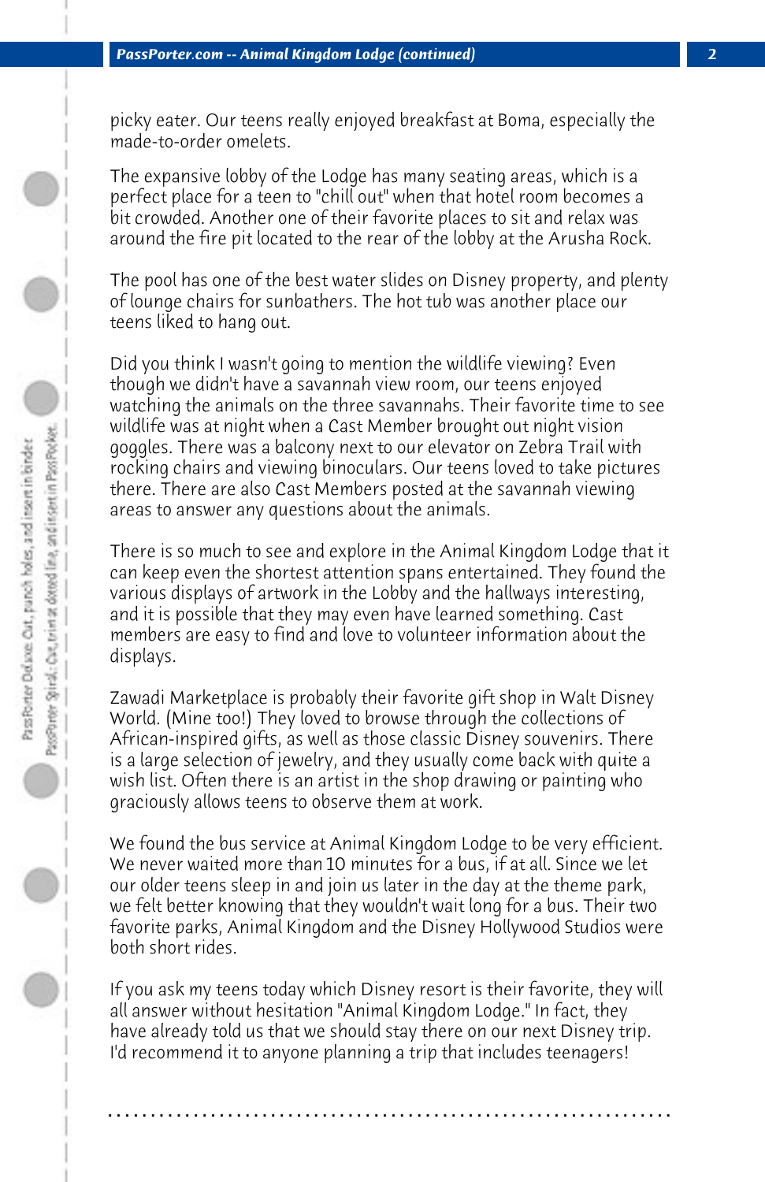picky eater. Our teens really enjoyed breakfast at Boma, especially the made-to-order omelets.

The expansive lobby of the Lodge has many seating areas, which is a perfect place for a teen to "chill out" when that hotel room becomes a bit crowded. Another one of their favorite places to sit and relax was around the fire pit located to the rear of the lobby at the Arusha Rock.

The pool has one of the best water slides on Disney property, and plenty of lounge chairs for sunbathers. The hot tub was another place our teens liked to hang out.

Did you think I wasn't going to mention the wildlife viewing? Even though we didn't have a savannah view room, our teens enjoyed watching the animals on the three savannahs. Their favorite time to see wildlife was at night when a Cast Member brought out night vision goggles. There was a balcony next to our elevator on Zebra Trail with rocking chairs and viewing binoculars. Our teens loved to take pictures there. There are also Cast Members posted at the savannah viewing areas to answer any questions about the animals.

There is so much to see and explore in the Animal Kingdom Lodge that it can keep even the shortest attention spans entertained. They found the various displays of artwork in the Lobby and the hallways interesting, and it is possible that they may even have learned something. Cast members are easy to find and love to volunteer information about the displays.

Zawadi Marketplace is probably their favorite gift shop in Walt Disney World. (Mine too!) They loved to browse through the collections of African-inspired gifts, as well as those classic Disney souvenirs. There is a large selection of jewelry, and they usually come back with quite a wish list. Often there is an artist in the shop drawing or painting who graciously allows teens to observe them at work.

We found the bus service at Animal Kingdom Lodge to be very efficient. We never waited more than 10 minutes for a bus, if at all. Since we let our older teens sleep in and join us later in the day at the theme park, we felt better knowing that they wouldn't wait long for a bus. Their two favorite parks, Animal Kingdom and the Disney Hollywood Studios were both short rides.

If you ask my teens today which Disney resort is their favorite, they will all answer without hesitation "Animal Kingdom Lodge." In fact, they have already told us that we should stay there on our next Disney trip. I'd recommend it to anyone planning a trip that includes teenagers!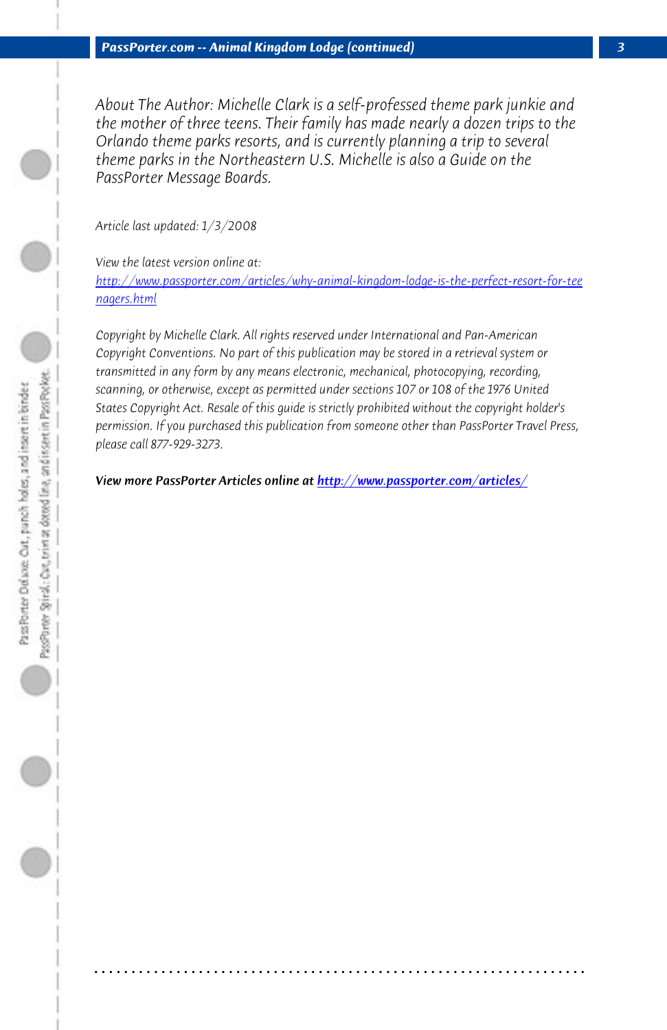*About The Author: Michelle Clark is a self-professed theme park junkie and the mother of three teens. Their family has made nearly a dozen trips to the Orlando theme parks resorts, and is currently planning a trip to several theme parks in the Northeastern U.S. Michelle is also a Guide on the PassPorter Message Boards.*

*Article last updated: 1/3/2008*

*View the latest version online at:*
*[http://www.passporter.com/articles/why-animal-kingdom-lodge-is-the-perfect-resort-for-teenagers.html](http://www.passporter.com/articles/why-animal-kingdom-lodge-is-the-perfect-resort-for-teenagers.html)*

*Copyright by Michelle Clark. All rights reserved under International and Pan-American Copyright Conventions. No part of this publication may be stored in a retrieval system or transmitted in any form by any means electronic, mechanical, photocopying, recording, scanning, or otherwise, except as permitted under sections 107 or 108 of the 1976 United States Copyright Act. Resale of this guide is strictly prohibited without the copyright holder's permission. If you purchased this publication from someone other than PassPorter Travel Press, please call 877-929-3273.*

**View more PassPorter Articles online at [http://www.passporter.com/articles/](http://www.passporter.com/articles/)**